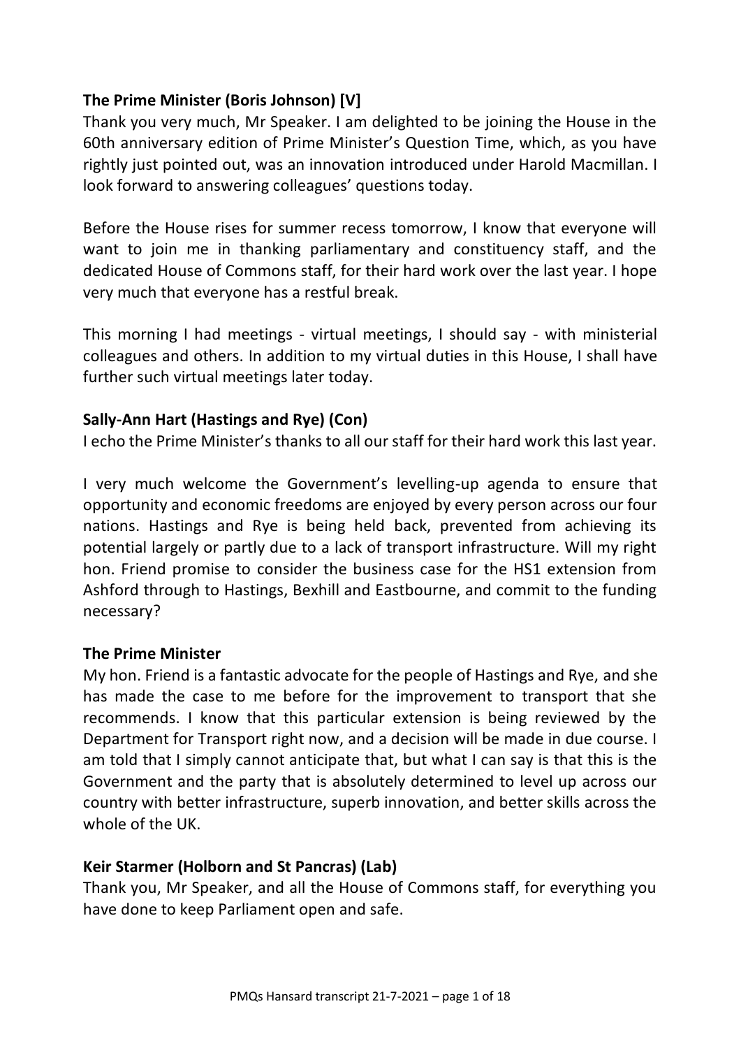**The Prime Minister (Boris Johnson) [V]**

Thank you very much, Mr Speaker. I am delighted to be joining the House in the 60th anniversary edition of Prime Minister's Question Time, which, as you have rightly just pointed out, was an innovation introduced under Harold Macmillan. I look forward to answering colleagues' questions today.

Before the House rises for summer recess tomorrow, I know that everyone will want to join me in thanking parliamentary and constituency staff, and the dedicated House of Commons staff, for their hard work over the last year. I hope very much that everyone has a restful break.

This morning I had meetings - virtual meetings, I should say - with ministerial colleagues and others. In addition to my virtual duties in this House, I shall have further such virtual meetings later today.

**Sally-Ann Hart (Hastings and Rye) (Con)**

I echo the Prime Minister's thanks to all our staff for their hard work this last year.

I very much welcome the Government's levelling-up agenda to ensure that opportunity and economic freedoms are enjoyed by every person across our four nations. Hastings and Rye is being held back, prevented from achieving its potential largely or partly due to a lack of transport infrastructure. Will my right hon. Friend promise to consider the business case for the HS1 extension from Ashford through to Hastings, Bexhill and Eastbourne, and commit to the funding necessary?

**The Prime Minister**

My hon. Friend is a fantastic advocate for the people of Hastings and Rye, and she has made the case to me before for the improvement to transport that she recommends. I know that this particular extension is being reviewed by the Department for Transport right now, and a decision will be made in due course. I am told that I simply cannot anticipate that, but what I can say is that this is the Government and the party that is absolutely determined to level up across our country with better infrastructure, superb innovation, and better skills across the whole of the UK.

**Keir Starmer (Holborn and St Pancras) (Lab)**

Thank you, Mr Speaker, and all the House of Commons staff, for everything you have done to keep Parliament open and safe.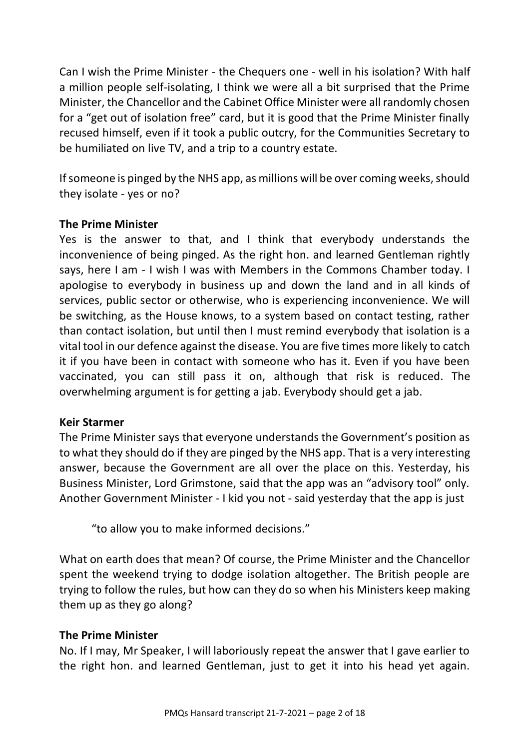Can I wish the Prime Minister - the Chequers one - well in his isolation? With half a million people self-isolating, I think we were all a bit surprised that the Prime Minister, the Chancellor and the Cabinet Office Minister were all randomly chosen for a "get out of isolation free" card, but it is good that the Prime Minister finally recused himself, even if it took a public outcry, for the Communities Secretary to be humiliated on live TV, and a trip to a country estate.

If someone is pinged by the NHS app, as millions will be over coming weeks, should they isolate - yes or no?

**The Prime Minister**

Yes is the answer to that, and I think that everybody understands the inconvenience of being pinged. As the right hon. and learned Gentleman rightly says, here I am - I wish I was with Members in the Commons Chamber today. I apologise to everybody in business up and down the land and in all kinds of services, public sector or otherwise, who is experiencing inconvenience. We will be switching, as the House knows, to a system based on contact testing, rather than contact isolation, but until then I must remind everybody that isolation is a vital tool in our defence against the disease. You are five times more likely to catch it if you have been in contact with someone who has it. Even if you have been vaccinated, you can still pass it on, although that risk is reduced. The overwhelming argument is for getting a jab. Everybody should get a jab.

**Keir Starmer**

The Prime Minister says that everyone understands the Government's position as to what they should do if they are pinged by the NHS app. That is a very interesting answer, because the Government are all over the place on this. Yesterday, his Business Minister, Lord Grimstone, said that the app was an "advisory tool" only. Another Government Minister - I kid you not - said yesterday that the app is just

> "to allow you to make informed decisions."

What on earth does that mean? Of course, the Prime Minister and the Chancellor spent the weekend trying to dodge isolation altogether. The British people are trying to follow the rules, but how can they do so when his Ministers keep making them up as they go along?

**The Prime Minister**

No. If I may, Mr Speaker, I will laboriously repeat the answer that I gave earlier to the right hon. and learned Gentleman, just to get it into his head yet again.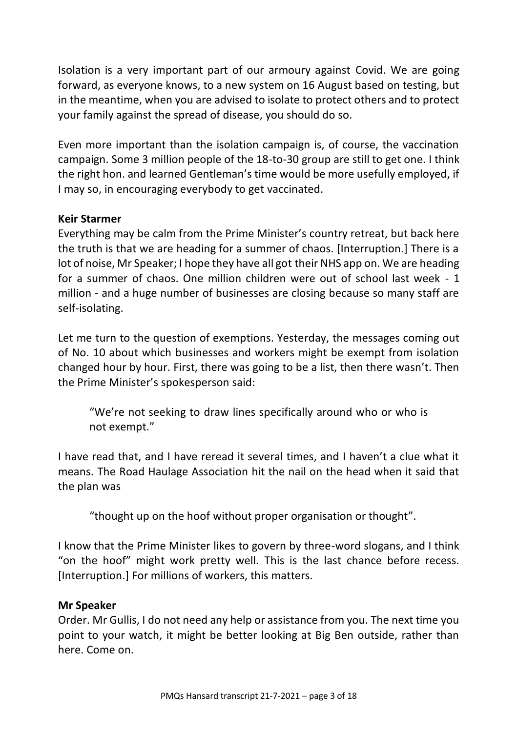Isolation is a very important part of our armoury against Covid. We are going forward, as everyone knows, to a new system on 16 August based on testing, but in the meantime, when you are advised to isolate to protect others and to protect your family against the spread of disease, you should do so.

Even more important than the isolation campaign is, of course, the vaccination campaign. Some 3 million people of the 18-to-30 group are still to get one. I think the right hon. and learned Gentleman's time would be more usefully employed, if I may so, in encouraging everybody to get vaccinated.

**Keir Starmer**

Everything may be calm from the Prime Minister's country retreat, but back here the truth is that we are heading for a summer of chaos. [Interruption.] There is a lot of noise, Mr Speaker; I hope they have all got their NHS app on. We are heading for a summer of chaos. One million children were out of school last week - 1 million - and a huge number of businesses are closing because so many staff are self-isolating.

Let me turn to the question of exemptions. Yesterday, the messages coming out of No. 10 about which businesses and workers might be exempt from isolation changed hour by hour. First, there was going to be a list, then there wasn't. Then the Prime Minister's spokesperson said:

> "We're not seeking to draw lines specifically around who or who is not exempt."

I have read that, and I have reread it several times, and I haven't a clue what it means. The Road Haulage Association hit the nail on the head when it said that the plan was

> "thought up on the hoof without proper organisation or thought".

I know that the Prime Minister likes to govern by three-word slogans, and I think "on the hoof" might work pretty well. This is the last chance before recess. [Interruption.] For millions of workers, this matters.

**Mr Speaker**

Order. Mr Gullis, I do not need any help or assistance from you. The next time you point to your watch, it might be better looking at Big Ben outside, rather than here. Come on.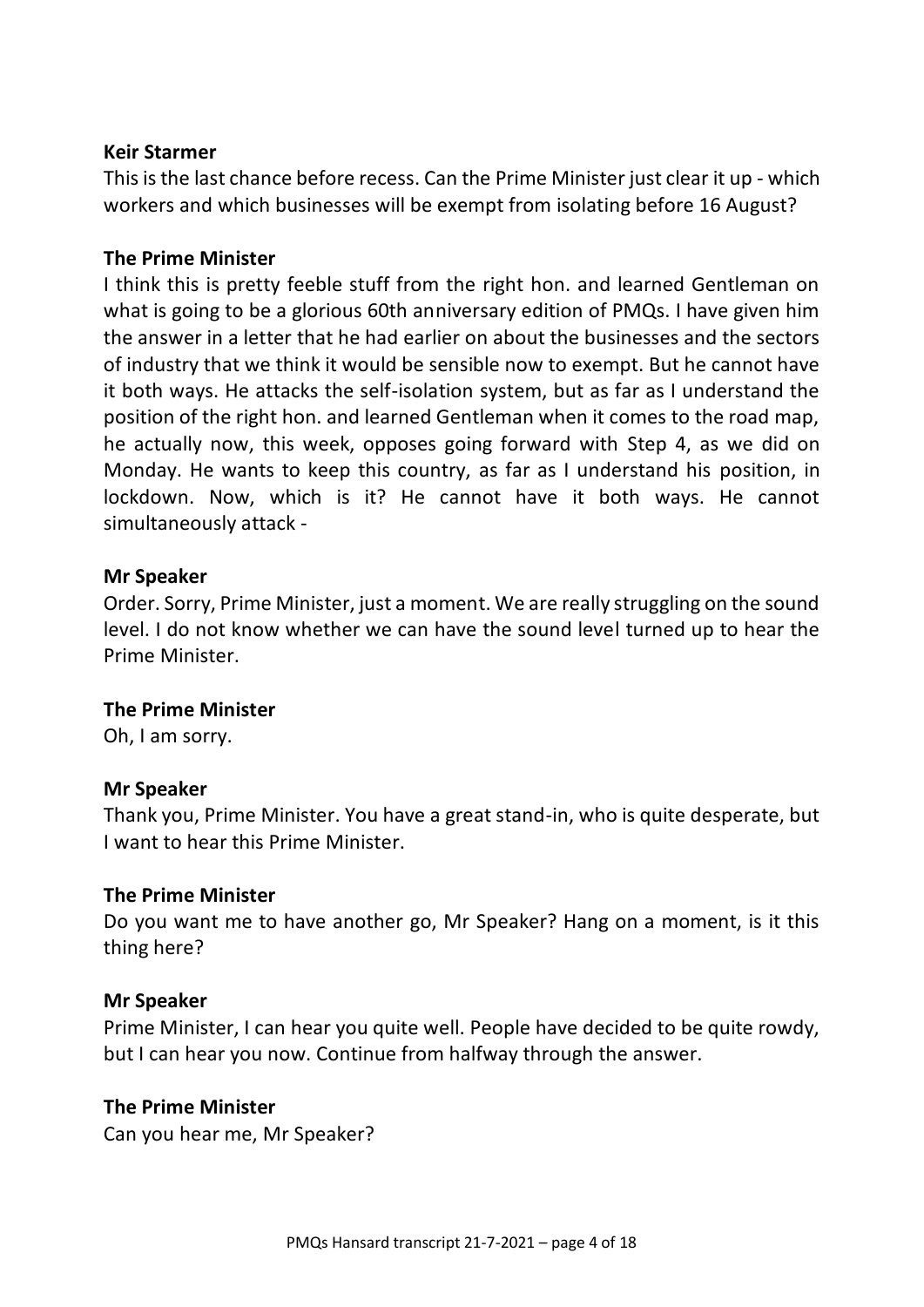**Keir Starmer**

This is the last chance before recess. Can the Prime Minister just clear it up - which workers and which businesses will be exempt from isolating before 16 August?

**The Prime Minister**

I think this is pretty feeble stuff from the right hon. and learned Gentleman on what is going to be a glorious 60th anniversary edition of PMQs. I have given him the answer in a letter that he had earlier on about the businesses and the sectors of industry that we think it would be sensible now to exempt. But he cannot have it both ways. He attacks the self-isolation system, but as far as I understand the position of the right hon. and learned Gentleman when it comes to the road map, he actually now, this week, opposes going forward with Step 4, as we did on Monday. He wants to keep this country, as far as I understand his position, in lockdown. Now, which is it? He cannot have it both ways. He cannot simultaneously attack -

**Mr Speaker**

Order. Sorry, Prime Minister, just a moment. We are really struggling on the sound level. I do not know whether we can have the sound level turned up to hear the Prime Minister.

**The Prime Minister**

Oh, I am sorry.

**Mr Speaker**

Thank you, Prime Minister. You have a great stand-in, who is quite desperate, but I want to hear this Prime Minister.

**The Prime Minister**

Do you want me to have another go, Mr Speaker? Hang on a moment, is it this thing here?

**Mr Speaker**

Prime Minister, I can hear you quite well. People have decided to be quite rowdy, but I can hear you now. Continue from halfway through the answer.

**The Prime Minister**

Can you hear me, Mr Speaker?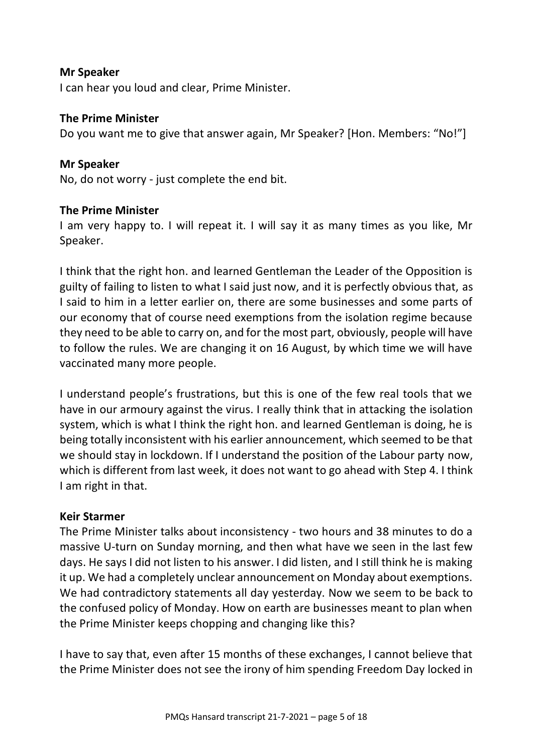**Mr Speaker**

I can hear you loud and clear, Prime Minister.

**The Prime Minister**

Do you want me to give that answer again, Mr Speaker? [Hon. Members: "No!"]

**Mr Speaker**

No, do not worry - just complete the end bit.

**The Prime Minister**

I am very happy to. I will repeat it. I will say it as many times as you like, Mr Speaker.

I think that the right hon. and learned Gentleman the Leader of the Opposition is guilty of failing to listen to what I said just now, and it is perfectly obvious that, as I said to him in a letter earlier on, there are some businesses and some parts of our economy that of course need exemptions from the isolation regime because they need to be able to carry on, and for the most part, obviously, people will have to follow the rules. We are changing it on 16 August, by which time we will have vaccinated many more people.

I understand people's frustrations, but this is one of the few real tools that we have in our armoury against the virus. I really think that in attacking the isolation system, which is what I think the right hon. and learned Gentleman is doing, he is being totally inconsistent with his earlier announcement, which seemed to be that we should stay in lockdown. If I understand the position of the Labour party now, which is different from last week, it does not want to go ahead with Step 4. I think I am right in that.

**Keir Starmer**

The Prime Minister talks about inconsistency - two hours and 38 minutes to do a massive U-turn on Sunday morning, and then what have we seen in the last few days. He says I did not listen to his answer. I did listen, and I still think he is making it up. We had a completely unclear announcement on Monday about exemptions. We had contradictory statements all day yesterday. Now we seem to be back to the confused policy of Monday. How on earth are businesses meant to plan when the Prime Minister keeps chopping and changing like this?

I have to say that, even after 15 months of these exchanges, I cannot believe that the Prime Minister does not see the irony of him spending Freedom Day locked in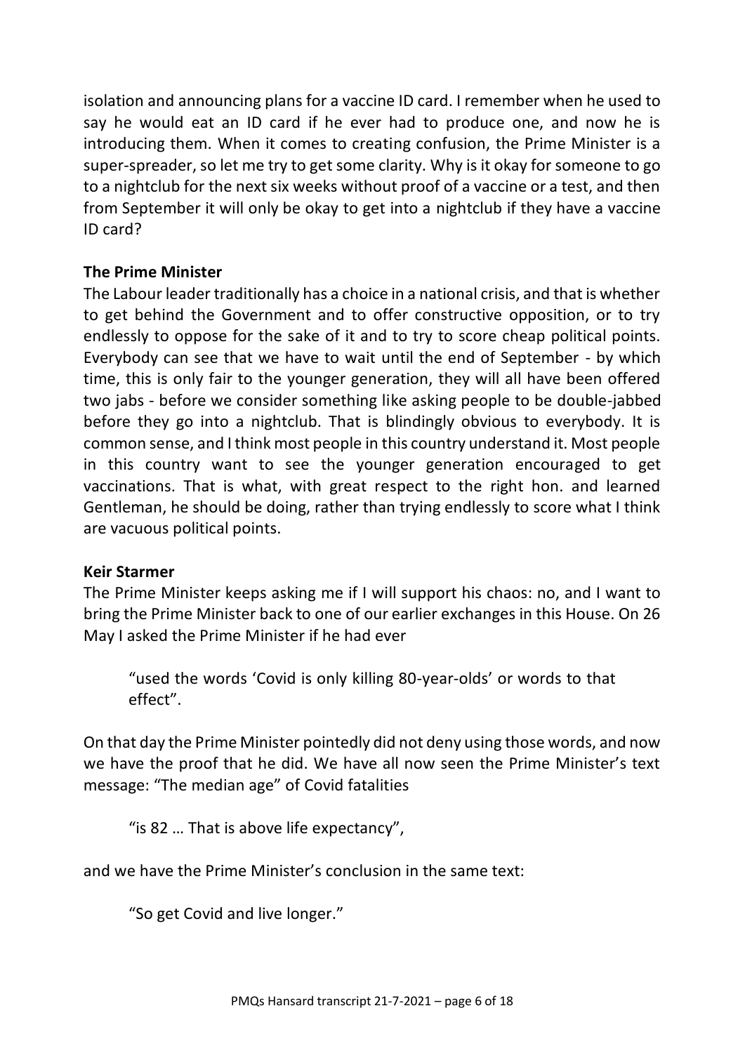isolation and announcing plans for a vaccine ID card. I remember when he used to say he would eat an ID card if he ever had to produce one, and now he is introducing them. When it comes to creating confusion, the Prime Minister is a super-spreader, so let me try to get some clarity. Why is it okay for someone to go to a nightclub for the next six weeks without proof of a vaccine or a test, and then from September it will only be okay to get into a nightclub if they have a vaccine ID card?

**The Prime Minister**

The Labour leader traditionally has a choice in a national crisis, and that is whether to get behind the Government and to offer constructive opposition, or to try endlessly to oppose for the sake of it and to try to score cheap political points. Everybody can see that we have to wait until the end of September - by which time, this is only fair to the younger generation, they will all have been offered two jabs - before we consider something like asking people to be double-jabbed before they go into a nightclub. That is blindingly obvious to everybody. It is common sense, and I think most people in this country understand it. Most people in this country want to see the younger generation encouraged to get vaccinations. That is what, with great respect to the right hon. and learned Gentleman, he should be doing, rather than trying endlessly to score what I think are vacuous political points.

**Keir Starmer**

The Prime Minister keeps asking me if I will support his chaos: no, and I want to bring the Prime Minister back to one of our earlier exchanges in this House. On 26 May I asked the Prime Minister if he had ever

> "used the words 'Covid is only killing 80-year-olds' or words to that effect".

On that day the Prime Minister pointedly did not deny using those words, and now we have the proof that he did. We have all now seen the Prime Minister's text message: "The median age" of Covid fatalities

> "is 82 … That is above life expectancy",

and we have the Prime Minister's conclusion in the same text:

> "So get Covid and live longer."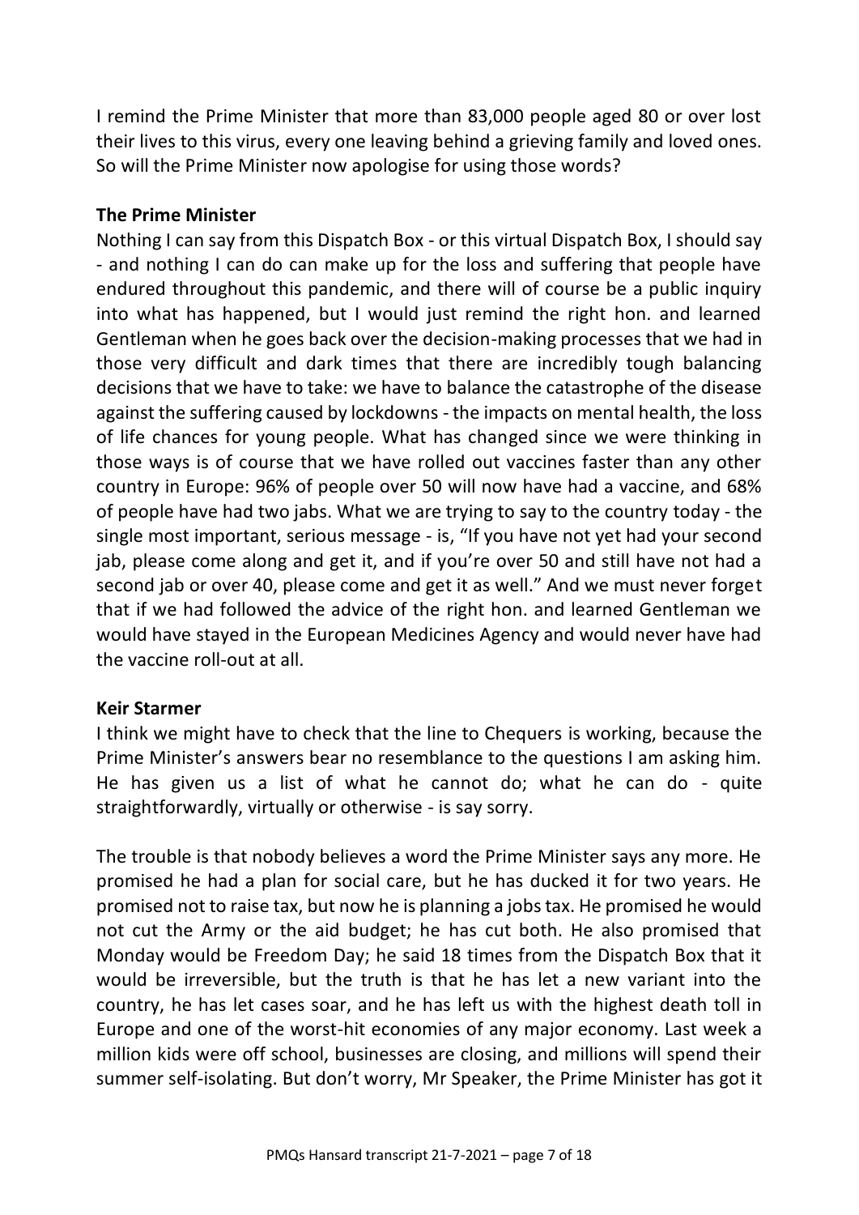I remind the Prime Minister that more than 83,000 people aged 80 or over lost their lives to this virus, every one leaving behind a grieving family and loved ones. So will the Prime Minister now apologise for using those words?

**The Prime Minister**

Nothing I can say from this Dispatch Box - or this virtual Dispatch Box, I should say - and nothing I can do can make up for the loss and suffering that people have endured throughout this pandemic, and there will of course be a public inquiry into what has happened, but I would just remind the right hon. and learned Gentleman when he goes back over the decision-making processes that we had in those very difficult and dark times that there are incredibly tough balancing decisions that we have to take: we have to balance the catastrophe of the disease against the suffering caused by lockdowns - the impacts on mental health, the loss of life chances for young people. What has changed since we were thinking in those ways is of course that we have rolled out vaccines faster than any other country in Europe: 96% of people over 50 will now have had a vaccine, and 68% of people have had two jabs. What we are trying to say to the country today - the single most important, serious message - is, "If you have not yet had your second jab, please come along and get it, and if you're over 50 and still have not had a second jab or over 40, please come and get it as well." And we must never forget that if we had followed the advice of the right hon. and learned Gentleman we would have stayed in the European Medicines Agency and would never have had the vaccine roll-out at all.

**Keir Starmer**

I think we might have to check that the line to Chequers is working, because the Prime Minister's answers bear no resemblance to the questions I am asking him. He has given us a list of what he cannot do; what he can do - quite straightforwardly, virtually or otherwise - is say sorry.

The trouble is that nobody believes a word the Prime Minister says any more. He promised he had a plan for social care, but he has ducked it for two years. He promised not to raise tax, but now he is planning a jobs tax. He promised he would not cut the Army or the aid budget; he has cut both. He also promised that Monday would be Freedom Day; he said 18 times from the Dispatch Box that it would be irreversible, but the truth is that he has let a new variant into the country, he has let cases soar, and he has left us with the highest death toll in Europe and one of the worst-hit economies of any major economy. Last week a million kids were off school, businesses are closing, and millions will spend their summer self-isolating. But don't worry, Mr Speaker, the Prime Minister has got it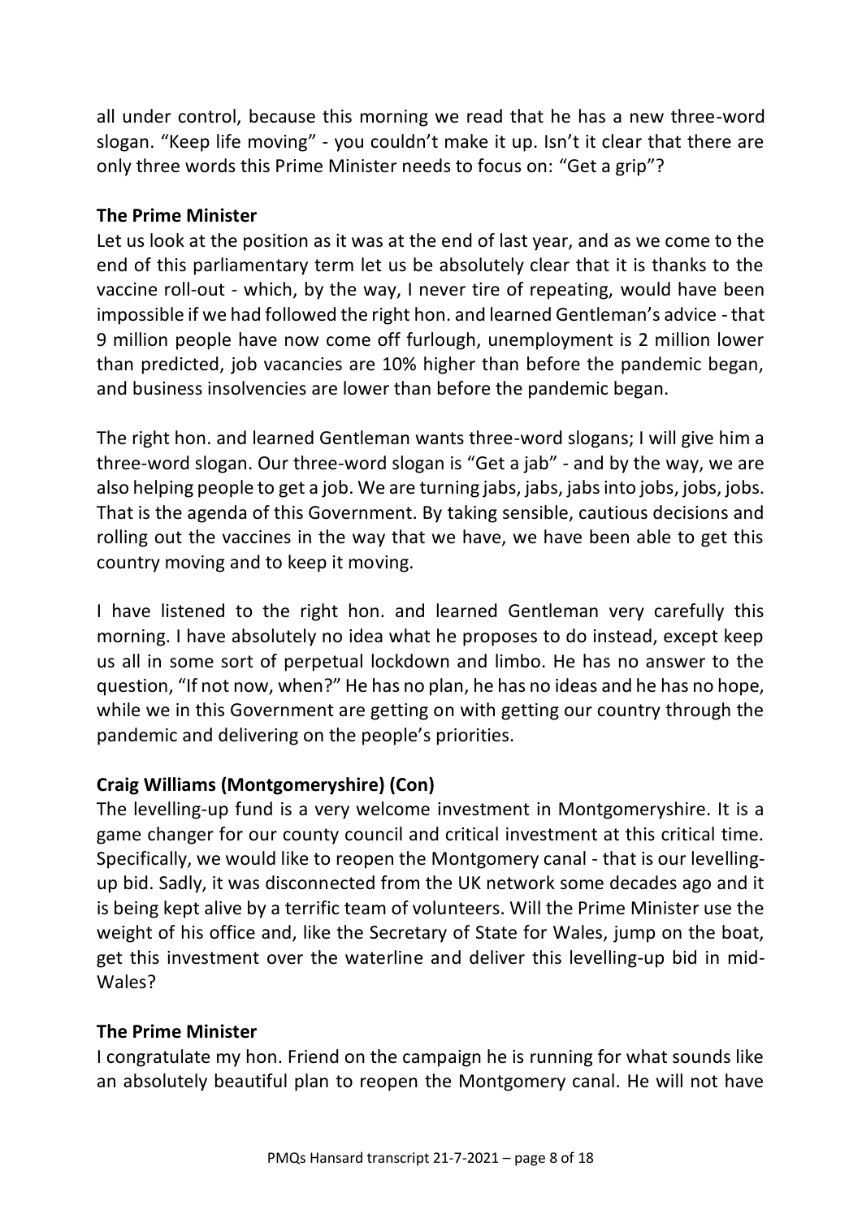all under control, because this morning we read that he has a new three-word slogan. "Keep life moving" - you couldn't make it up. Isn't it clear that there are only three words this Prime Minister needs to focus on: "Get a grip"?

**The Prime Minister**

Let us look at the position as it was at the end of last year, and as we come to the end of this parliamentary term let us be absolutely clear that it is thanks to the vaccine roll-out - which, by the way, I never tire of repeating, would have been impossible if we had followed the right hon. and learned Gentleman's advice - that 9 million people have now come off furlough, unemployment is 2 million lower than predicted, job vacancies are 10% higher than before the pandemic began, and business insolvencies are lower than before the pandemic began.

The right hon. and learned Gentleman wants three-word slogans; I will give him a three-word slogan. Our three-word slogan is "Get a jab" - and by the way, we are also helping people to get a job. We are turning jabs, jabs, jabs into jobs, jobs, jobs. That is the agenda of this Government. By taking sensible, cautious decisions and rolling out the vaccines in the way that we have, we have been able to get this country moving and to keep it moving.

I have listened to the right hon. and learned Gentleman very carefully this morning. I have absolutely no idea what he proposes to do instead, except keep us all in some sort of perpetual lockdown and limbo. He has no answer to the question, "If not now, when?" He has no plan, he has no ideas and he has no hope, while we in this Government are getting on with getting our country through the pandemic and delivering on the people's priorities.

**Craig Williams (Montgomeryshire) (Con)**

The levelling-up fund is a very welcome investment in Montgomeryshire. It is a game changer for our county council and critical investment at this critical time. Specifically, we would like to reopen the Montgomery canal - that is our levelling-up bid. Sadly, it was disconnected from the UK network some decades ago and it is being kept alive by a terrific team of volunteers. Will the Prime Minister use the weight of his office and, like the Secretary of State for Wales, jump on the boat, get this investment over the waterline and deliver this levelling-up bid in mid-Wales?

**The Prime Minister**

I congratulate my hon. Friend on the campaign he is running for what sounds like an absolutely beautiful plan to reopen the Montgomery canal. He will not have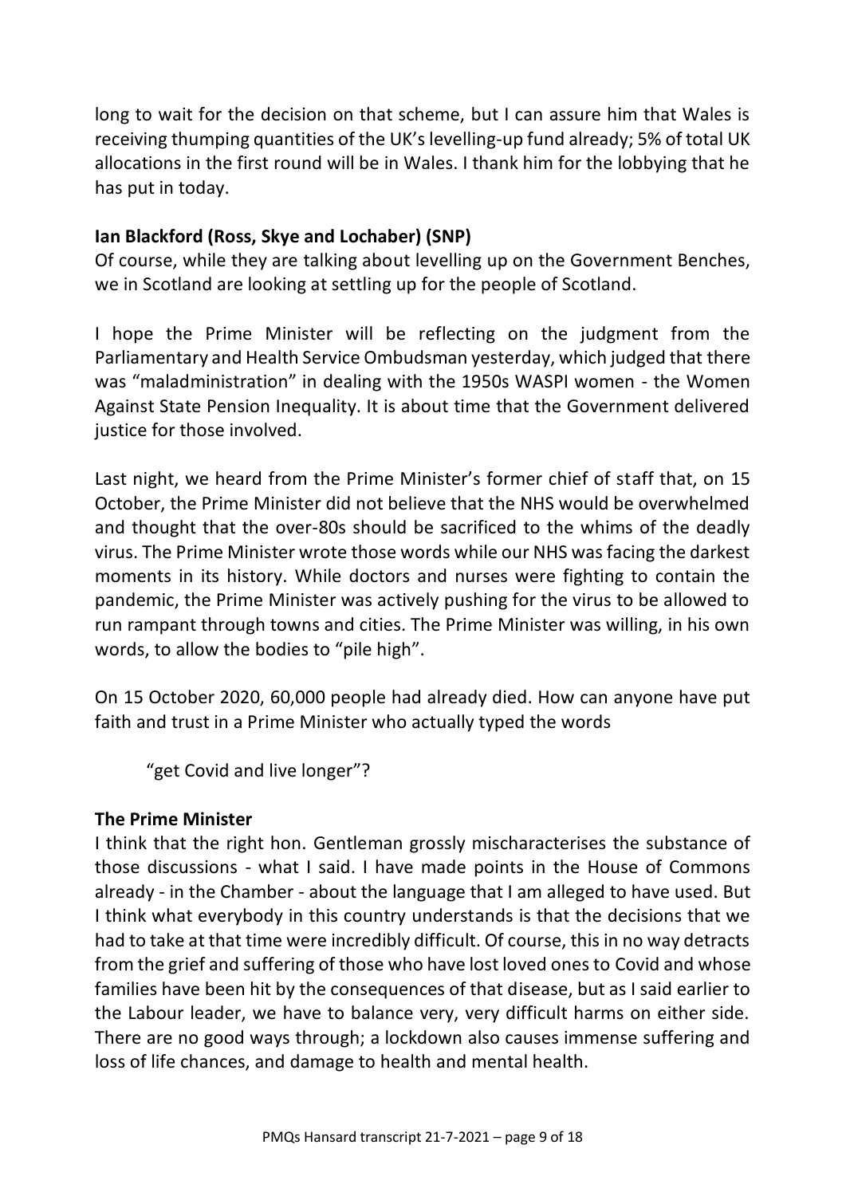long to wait for the decision on that scheme, but I can assure him that Wales is receiving thumping quantities of the UK's levelling-up fund already; 5% of total UK allocations in the first round will be in Wales. I thank him for the lobbying that he has put in today.

**Ian Blackford (Ross, Skye and Lochaber) (SNP)**

Of course, while they are talking about levelling up on the Government Benches, we in Scotland are looking at settling up for the people of Scotland.

I hope the Prime Minister will be reflecting on the judgment from the Parliamentary and Health Service Ombudsman yesterday, which judged that there was "maladministration" in dealing with the 1950s WASPI women - the Women Against State Pension Inequality. It is about time that the Government delivered justice for those involved.

Last night, we heard from the Prime Minister's former chief of staff that, on 15 October, the Prime Minister did not believe that the NHS would be overwhelmed and thought that the over-80s should be sacrificed to the whims of the deadly virus. The Prime Minister wrote those words while our NHS was facing the darkest moments in its history. While doctors and nurses were fighting to contain the pandemic, the Prime Minister was actively pushing for the virus to be allowed to run rampant through towns and cities. The Prime Minister was willing, in his own words, to allow the bodies to "pile high".

On 15 October 2020, 60,000 people had already died. How can anyone have put faith and trust in a Prime Minister who actually typed the words

> "get Covid and live longer"?

**The Prime Minister**

I think that the right hon. Gentleman grossly mischaracterises the substance of those discussions - what I said. I have made points in the House of Commons already - in the Chamber - about the language that I am alleged to have used. But I think what everybody in this country understands is that the decisions that we had to take at that time were incredibly difficult. Of course, this in no way detracts from the grief and suffering of those who have lost loved ones to Covid and whose families have been hit by the consequences of that disease, but as I said earlier to the Labour leader, we have to balance very, very difficult harms on either side. There are no good ways through; a lockdown also causes immense suffering and loss of life chances, and damage to health and mental health.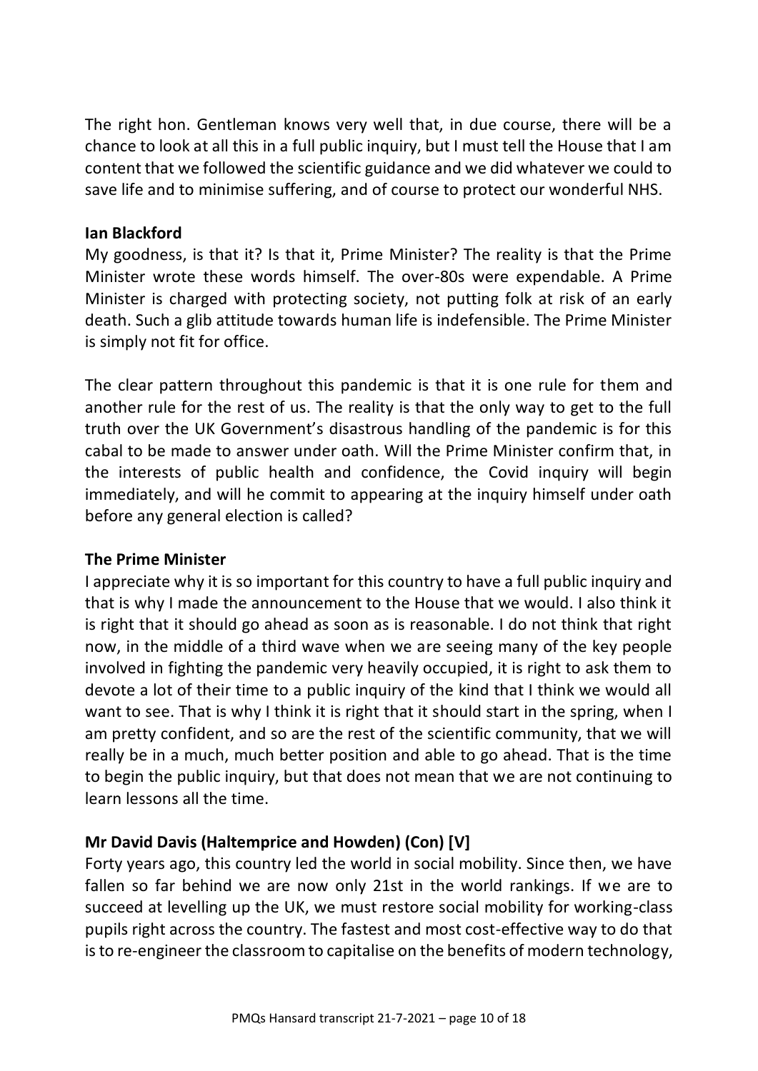The right hon. Gentleman knows very well that, in due course, there will be a chance to look at all this in a full public inquiry, but I must tell the House that I am content that we followed the scientific guidance and we did whatever we could to save life and to minimise suffering, and of course to protect our wonderful NHS.

**Ian Blackford**

My goodness, is that it? Is that it, Prime Minister? The reality is that the Prime Minister wrote these words himself. The over-80s were expendable. A Prime Minister is charged with protecting society, not putting folk at risk of an early death. Such a glib attitude towards human life is indefensible. The Prime Minister is simply not fit for office.

The clear pattern throughout this pandemic is that it is one rule for them and another rule for the rest of us. The reality is that the only way to get to the full truth over the UK Government's disastrous handling of the pandemic is for this cabal to be made to answer under oath. Will the Prime Minister confirm that, in the interests of public health and confidence, the Covid inquiry will begin immediately, and will he commit to appearing at the inquiry himself under oath before any general election is called?

**The Prime Minister**

I appreciate why it is so important for this country to have a full public inquiry and that is why I made the announcement to the House that we would. I also think it is right that it should go ahead as soon as is reasonable. I do not think that right now, in the middle of a third wave when we are seeing many of the key people involved in fighting the pandemic very heavily occupied, it is right to ask them to devote a lot of their time to a public inquiry of the kind that I think we would all want to see. That is why I think it is right that it should start in the spring, when I am pretty confident, and so are the rest of the scientific community, that we will really be in a much, much better position and able to go ahead. That is the time to begin the public inquiry, but that does not mean that we are not continuing to learn lessons all the time.

**Mr David Davis (Haltemprice and Howden) (Con) [V]**

Forty years ago, this country led the world in social mobility. Since then, we have fallen so far behind we are now only 21st in the world rankings. If we are to succeed at levelling up the UK, we must restore social mobility for working-class pupils right across the country. The fastest and most cost-effective way to do that is to re-engineer the classroom to capitalise on the benefits of modern technology,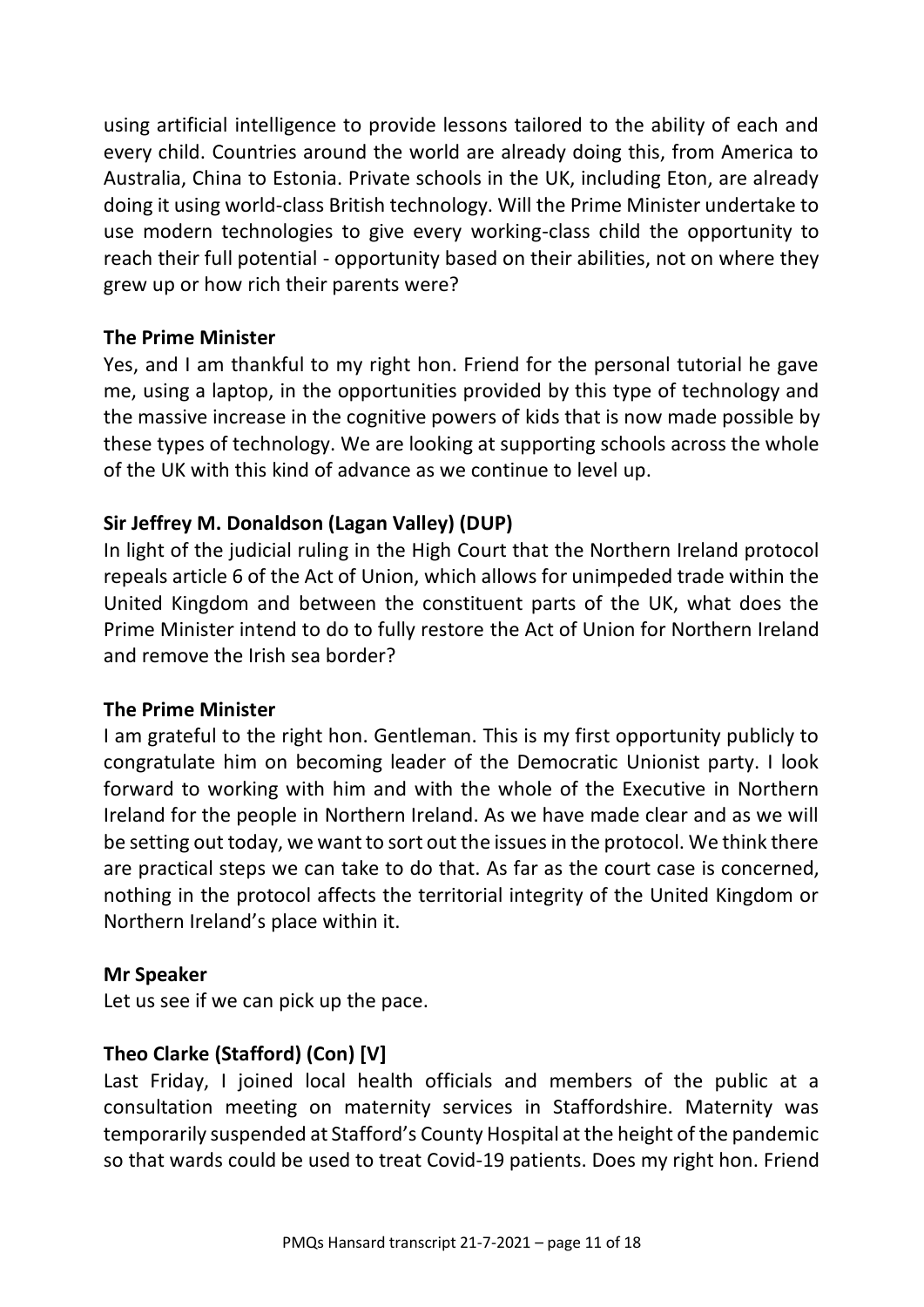using artificial intelligence to provide lessons tailored to the ability of each and every child. Countries around the world are already doing this, from America to Australia, China to Estonia. Private schools in the UK, including Eton, are already doing it using world-class British technology. Will the Prime Minister undertake to use modern technologies to give every working-class child the opportunity to reach their full potential - opportunity based on their abilities, not on where they grew up or how rich their parents were?

**The Prime Minister**

Yes, and I am thankful to my right hon. Friend for the personal tutorial he gave me, using a laptop, in the opportunities provided by this type of technology and the massive increase in the cognitive powers of kids that is now made possible by these types of technology. We are looking at supporting schools across the whole of the UK with this kind of advance as we continue to level up.

**Sir Jeffrey M. Donaldson (Lagan Valley) (DUP)**

In light of the judicial ruling in the High Court that the Northern Ireland protocol repeals article 6 of the Act of Union, which allows for unimpeded trade within the United Kingdom and between the constituent parts of the UK, what does the Prime Minister intend to do to fully restore the Act of Union for Northern Ireland and remove the Irish sea border?

**The Prime Minister**

I am grateful to the right hon. Gentleman. This is my first opportunity publicly to congratulate him on becoming leader of the Democratic Unionist party. I look forward to working with him and with the whole of the Executive in Northern Ireland for the people in Northern Ireland. As we have made clear and as we will be setting out today, we want to sort out the issues in the protocol. We think there are practical steps we can take to do that. As far as the court case is concerned, nothing in the protocol affects the territorial integrity of the United Kingdom or Northern Ireland's place within it.

**Mr Speaker**

Let us see if we can pick up the pace.

**Theo Clarke (Stafford) (Con) [V]**

Last Friday, I joined local health officials and members of the public at a consultation meeting on maternity services in Staffordshire. Maternity was temporarily suspended at Stafford's County Hospital at the height of the pandemic so that wards could be used to treat Covid-19 patients. Does my right hon. Friend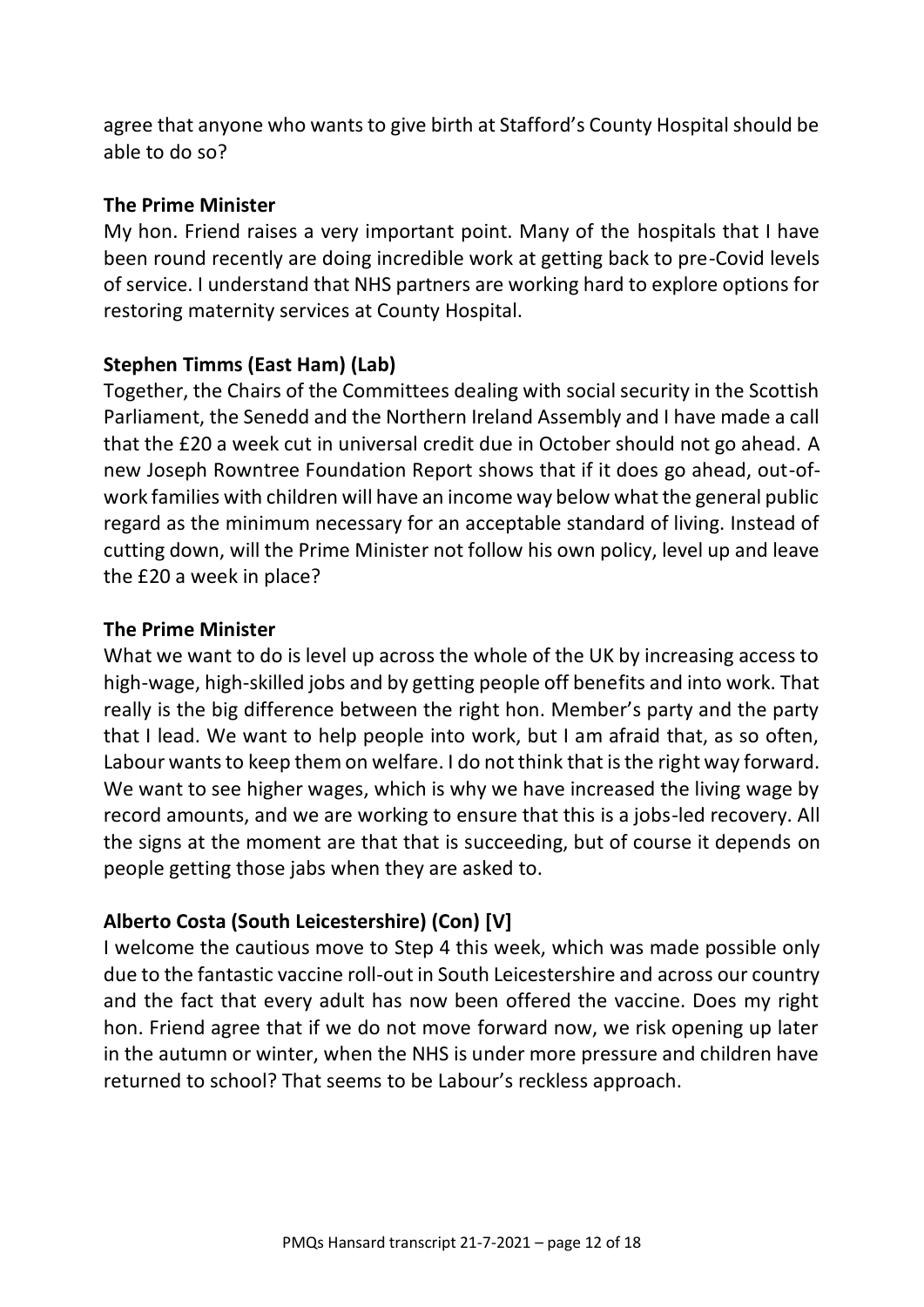agree that anyone who wants to give birth at Stafford's County Hospital should be able to do so?

**The Prime Minister**

My hon. Friend raises a very important point. Many of the hospitals that I have been round recently are doing incredible work at getting back to pre-Covid levels of service. I understand that NHS partners are working hard to explore options for restoring maternity services at County Hospital.

**Stephen Timms (East Ham) (Lab)**

Together, the Chairs of the Committees dealing with social security in the Scottish Parliament, the Senedd and the Northern Ireland Assembly and I have made a call that the £20 a week cut in universal credit due in October should not go ahead. A new Joseph Rowntree Foundation Report shows that if it does go ahead, out-of-work families with children will have an income way below what the general public regard as the minimum necessary for an acceptable standard of living. Instead of cutting down, will the Prime Minister not follow his own policy, level up and leave the £20 a week in place?

**The Prime Minister**

What we want to do is level up across the whole of the UK by increasing access to high-wage, high-skilled jobs and by getting people off benefits and into work. That really is the big difference between the right hon. Member's party and the party that I lead. We want to help people into work, but I am afraid that, as so often, Labour wants to keep them on welfare. I do not think that is the right way forward. We want to see higher wages, which is why we have increased the living wage by record amounts, and we are working to ensure that this is a jobs-led recovery. All the signs at the moment are that that is succeeding, but of course it depends on people getting those jabs when they are asked to.

**Alberto Costa (South Leicestershire) (Con) [V]**

I welcome the cautious move to Step 4 this week, which was made possible only due to the fantastic vaccine roll-out in South Leicestershire and across our country and the fact that every adult has now been offered the vaccine. Does my right hon. Friend agree that if we do not move forward now, we risk opening up later in the autumn or winter, when the NHS is under more pressure and children have returned to school? That seems to be Labour's reckless approach.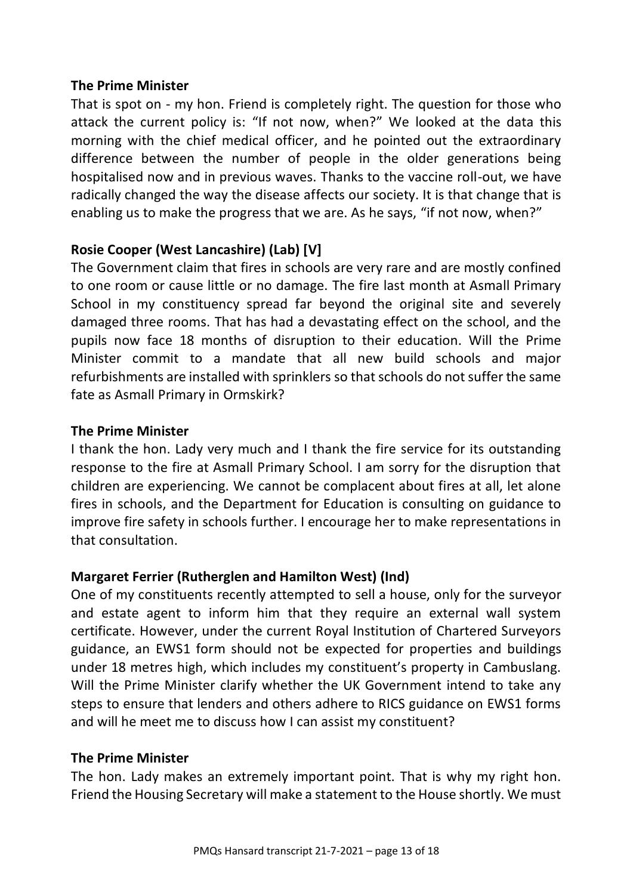**The Prime Minister**

That is spot on - my hon. Friend is completely right. The question for those who attack the current policy is: "If not now, when?" We looked at the data this morning with the chief medical officer, and he pointed out the extraordinary difference between the number of people in the older generations being hospitalised now and in previous waves. Thanks to the vaccine roll-out, we have radically changed the way the disease affects our society. It is that change that is enabling us to make the progress that we are. As he says, "if not now, when?"

**Rosie Cooper (West Lancashire) (Lab) [V]**

The Government claim that fires in schools are very rare and are mostly confined to one room or cause little or no damage. The fire last month at Asmall Primary School in my constituency spread far beyond the original site and severely damaged three rooms. That has had a devastating effect on the school, and the pupils now face 18 months of disruption to their education. Will the Prime Minister commit to a mandate that all new build schools and major refurbishments are installed with sprinklers so that schools do not suffer the same fate as Asmall Primary in Ormskirk?

**The Prime Minister**

I thank the hon. Lady very much and I thank the fire service for its outstanding response to the fire at Asmall Primary School. I am sorry for the disruption that children are experiencing. We cannot be complacent about fires at all, let alone fires in schools, and the Department for Education is consulting on guidance to improve fire safety in schools further. I encourage her to make representations in that consultation.

**Margaret Ferrier (Rutherglen and Hamilton West) (Ind)**

One of my constituents recently attempted to sell a house, only for the surveyor and estate agent to inform him that they require an external wall system certificate. However, under the current Royal Institution of Chartered Surveyors guidance, an EWS1 form should not be expected for properties and buildings under 18 metres high, which includes my constituent's property in Cambuslang. Will the Prime Minister clarify whether the UK Government intend to take any steps to ensure that lenders and others adhere to RICS guidance on EWS1 forms and will he meet me to discuss how I can assist my constituent?

**The Prime Minister**

The hon. Lady makes an extremely important point. That is why my right hon. Friend the Housing Secretary will make a statement to the House shortly. We must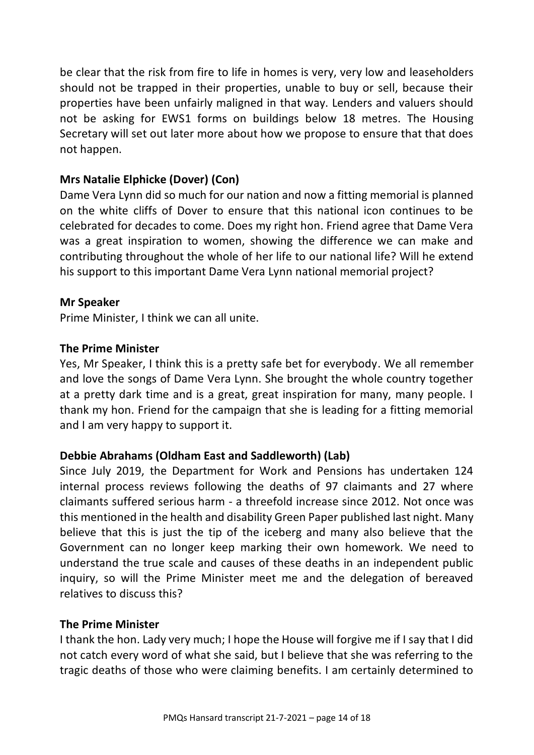be clear that the risk from fire to life in homes is very, very low and leaseholders should not be trapped in their properties, unable to buy or sell, because their properties have been unfairly maligned in that way. Lenders and valuers should not be asking for EWS1 forms on buildings below 18 metres. The Housing Secretary will set out later more about how we propose to ensure that that does not happen.

**Mrs Natalie Elphicke (Dover) (Con)**

Dame Vera Lynn did so much for our nation and now a fitting memorial is planned on the white cliffs of Dover to ensure that this national icon continues to be celebrated for decades to come. Does my right hon. Friend agree that Dame Vera was a great inspiration to women, showing the difference we can make and contributing throughout the whole of her life to our national life? Will he extend his support to this important Dame Vera Lynn national memorial project?

**Mr Speaker**

Prime Minister, I think we can all unite.

**The Prime Minister**

Yes, Mr Speaker, I think this is a pretty safe bet for everybody. We all remember and love the songs of Dame Vera Lynn. She brought the whole country together at a pretty dark time and is a great, great inspiration for many, many people. I thank my hon. Friend for the campaign that she is leading for a fitting memorial and I am very happy to support it.

**Debbie Abrahams (Oldham East and Saddleworth) (Lab)**

Since July 2019, the Department for Work and Pensions has undertaken 124 internal process reviews following the deaths of 97 claimants and 27 where claimants suffered serious harm - a threefold increase since 2012. Not once was this mentioned in the health and disability Green Paper published last night. Many believe that this is just the tip of the iceberg and many also believe that the Government can no longer keep marking their own homework. We need to understand the true scale and causes of these deaths in an independent public inquiry, so will the Prime Minister meet me and the delegation of bereaved relatives to discuss this?

**The Prime Minister**

I thank the hon. Lady very much; I hope the House will forgive me if I say that I did not catch every word of what she said, but I believe that she was referring to the tragic deaths of those who were claiming benefits. I am certainly determined to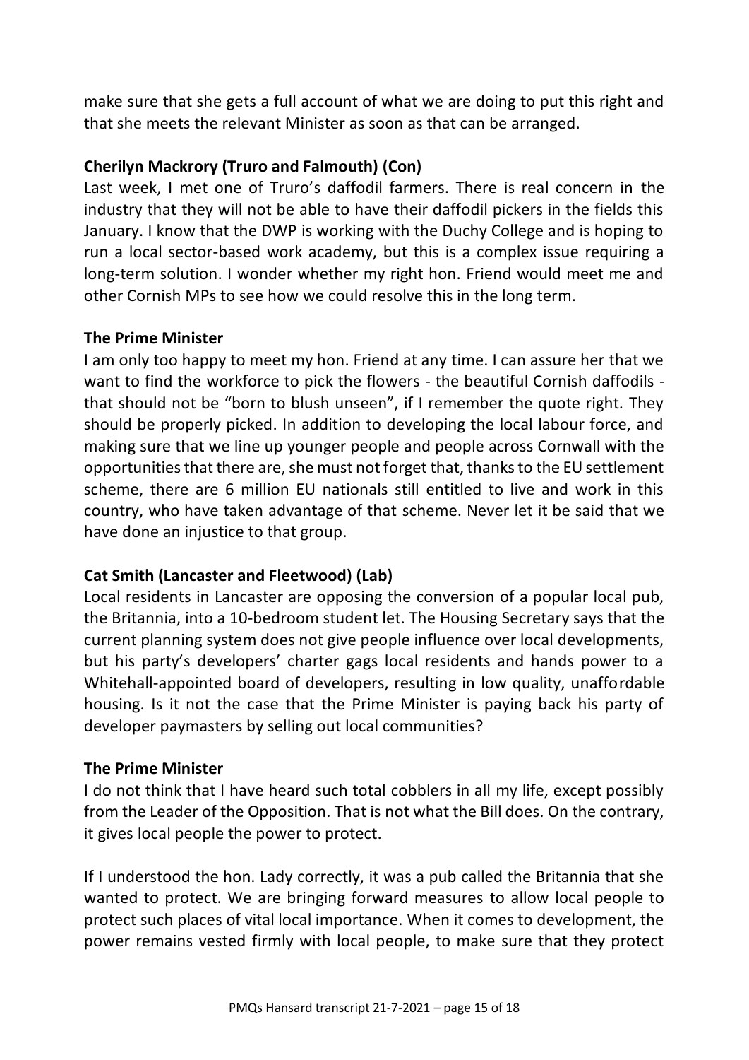make sure that she gets a full account of what we are doing to put this right and that she meets the relevant Minister as soon as that can be arranged.

**Cherilyn Mackrory (Truro and Falmouth) (Con)**

Last week, I met one of Truro's daffodil farmers. There is real concern in the industry that they will not be able to have their daffodil pickers in the fields this January. I know that the DWP is working with the Duchy College and is hoping to run a local sector-based work academy, but this is a complex issue requiring a long-term solution. I wonder whether my right hon. Friend would meet me and other Cornish MPs to see how we could resolve this in the long term.

**The Prime Minister**

I am only too happy to meet my hon. Friend at any time. I can assure her that we want to find the workforce to pick the flowers - the beautiful Cornish daffodils - that should not be "born to blush unseen", if I remember the quote right. They should be properly picked. In addition to developing the local labour force, and making sure that we line up younger people and people across Cornwall with the opportunities that there are, she must not forget that, thanks to the EU settlement scheme, there are 6 million EU nationals still entitled to live and work in this country, who have taken advantage of that scheme. Never let it be said that we have done an injustice to that group.

**Cat Smith (Lancaster and Fleetwood) (Lab)**

Local residents in Lancaster are opposing the conversion of a popular local pub, the Britannia, into a 10-bedroom student let. The Housing Secretary says that the current planning system does not give people influence over local developments, but his party's developers' charter gags local residents and hands power to a Whitehall-appointed board of developers, resulting in low quality, unaffordable housing. Is it not the case that the Prime Minister is paying back his party of developer paymasters by selling out local communities?

**The Prime Minister**

I do not think that I have heard such total cobblers in all my life, except possibly from the Leader of the Opposition. That is not what the Bill does. On the contrary, it gives local people the power to protect.

If I understood the hon. Lady correctly, it was a pub called the Britannia that she wanted to protect. We are bringing forward measures to allow local people to protect such places of vital local importance. When it comes to development, the power remains vested firmly with local people, to make sure that they protect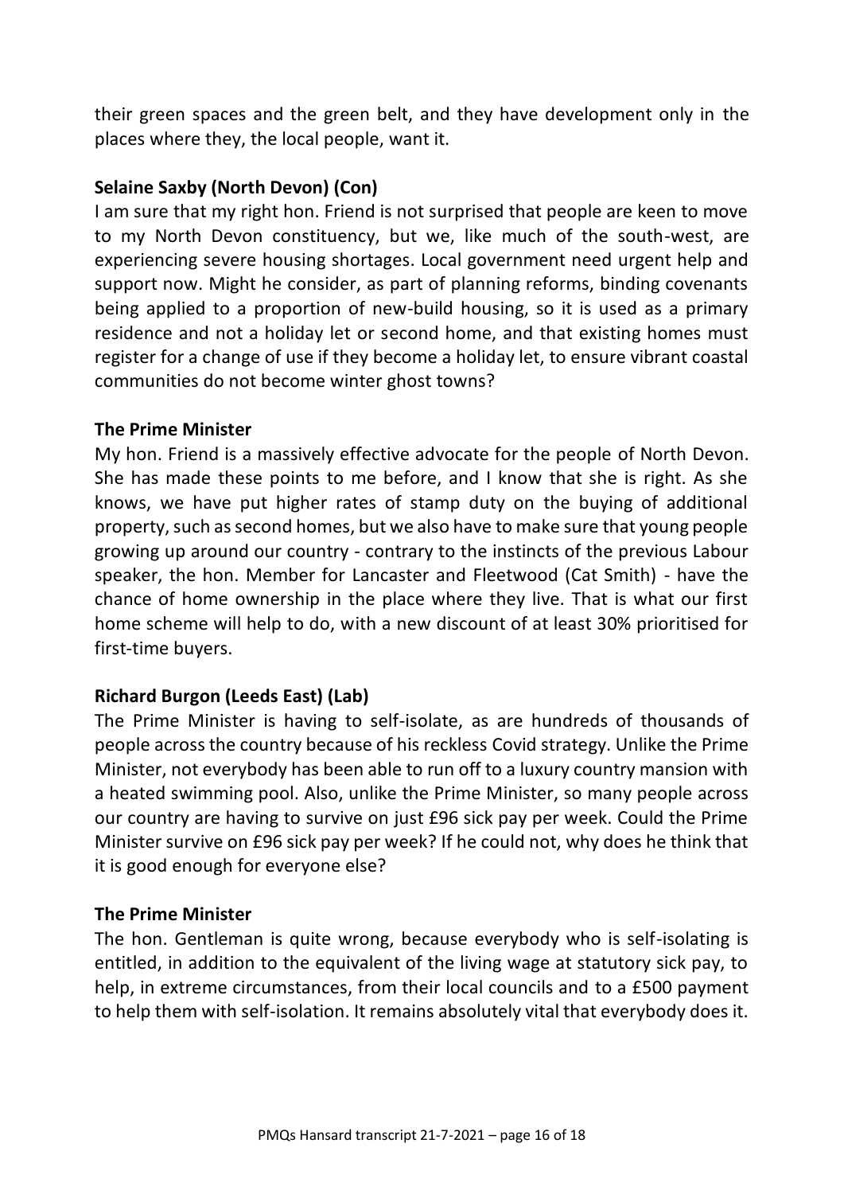their green spaces and the green belt, and they have development only in the places where they, the local people, want it.

**Selaine Saxby (North Devon) (Con)**

I am sure that my right hon. Friend is not surprised that people are keen to move to my North Devon constituency, but we, like much of the south-west, are experiencing severe housing shortages. Local government need urgent help and support now. Might he consider, as part of planning reforms, binding covenants being applied to a proportion of new-build housing, so it is used as a primary residence and not a holiday let or second home, and that existing homes must register for a change of use if they become a holiday let, to ensure vibrant coastal communities do not become winter ghost towns?

**The Prime Minister**

My hon. Friend is a massively effective advocate for the people of North Devon. She has made these points to me before, and I know that she is right. As she knows, we have put higher rates of stamp duty on the buying of additional property, such as second homes, but we also have to make sure that young people growing up around our country - contrary to the instincts of the previous Labour speaker, the hon. Member for Lancaster and Fleetwood (Cat Smith) - have the chance of home ownership in the place where they live. That is what our first home scheme will help to do, with a new discount of at least 30% prioritised for first-time buyers.

**Richard Burgon (Leeds East) (Lab)**

The Prime Minister is having to self-isolate, as are hundreds of thousands of people across the country because of his reckless Covid strategy. Unlike the Prime Minister, not everybody has been able to run off to a luxury country mansion with a heated swimming pool. Also, unlike the Prime Minister, so many people across our country are having to survive on just £96 sick pay per week. Could the Prime Minister survive on £96 sick pay per week? If he could not, why does he think that it is good enough for everyone else?

**The Prime Minister**

The hon. Gentleman is quite wrong, because everybody who is self-isolating is entitled, in addition to the equivalent of the living wage at statutory sick pay, to help, in extreme circumstances, from their local councils and to a £500 payment to help them with self-isolation. It remains absolutely vital that everybody does it.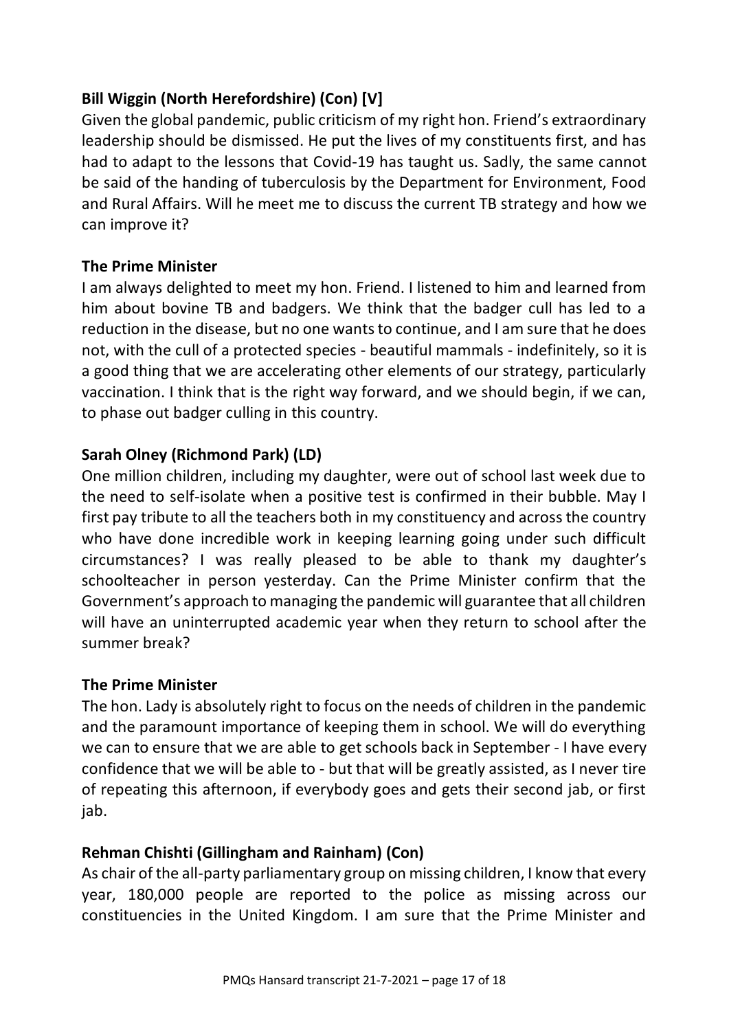**Bill Wiggin (North Herefordshire) (Con) [V]**

Given the global pandemic, public criticism of my right hon. Friend's extraordinary leadership should be dismissed. He put the lives of my constituents first, and has had to adapt to the lessons that Covid-19 has taught us. Sadly, the same cannot be said of the handing of tuberculosis by the Department for Environment, Food and Rural Affairs. Will he meet me to discuss the current TB strategy and how we can improve it?

**The Prime Minister**

I am always delighted to meet my hon. Friend. I listened to him and learned from him about bovine TB and badgers. We think that the badger cull has led to a reduction in the disease, but no one wants to continue, and I am sure that he does not, with the cull of a protected species - beautiful mammals - indefinitely, so it is a good thing that we are accelerating other elements of our strategy, particularly vaccination. I think that is the right way forward, and we should begin, if we can, to phase out badger culling in this country.

**Sarah Olney (Richmond Park) (LD)**

One million children, including my daughter, were out of school last week due to the need to self-isolate when a positive test is confirmed in their bubble. May I first pay tribute to all the teachers both in my constituency and across the country who have done incredible work in keeping learning going under such difficult circumstances? I was really pleased to be able to thank my daughter's schoolteacher in person yesterday. Can the Prime Minister confirm that the Government's approach to managing the pandemic will guarantee that all children will have an uninterrupted academic year when they return to school after the summer break?

**The Prime Minister**

The hon. Lady is absolutely right to focus on the needs of children in the pandemic and the paramount importance of keeping them in school. We will do everything we can to ensure that we are able to get schools back in September - I have every confidence that we will be able to - but that will be greatly assisted, as I never tire of repeating this afternoon, if everybody goes and gets their second jab, or first jab.

**Rehman Chishti (Gillingham and Rainham) (Con)**

As chair of the all-party parliamentary group on missing children, I know that every year, 180,000 people are reported to the police as missing across our constituencies in the United Kingdom. I am sure that the Prime Minister and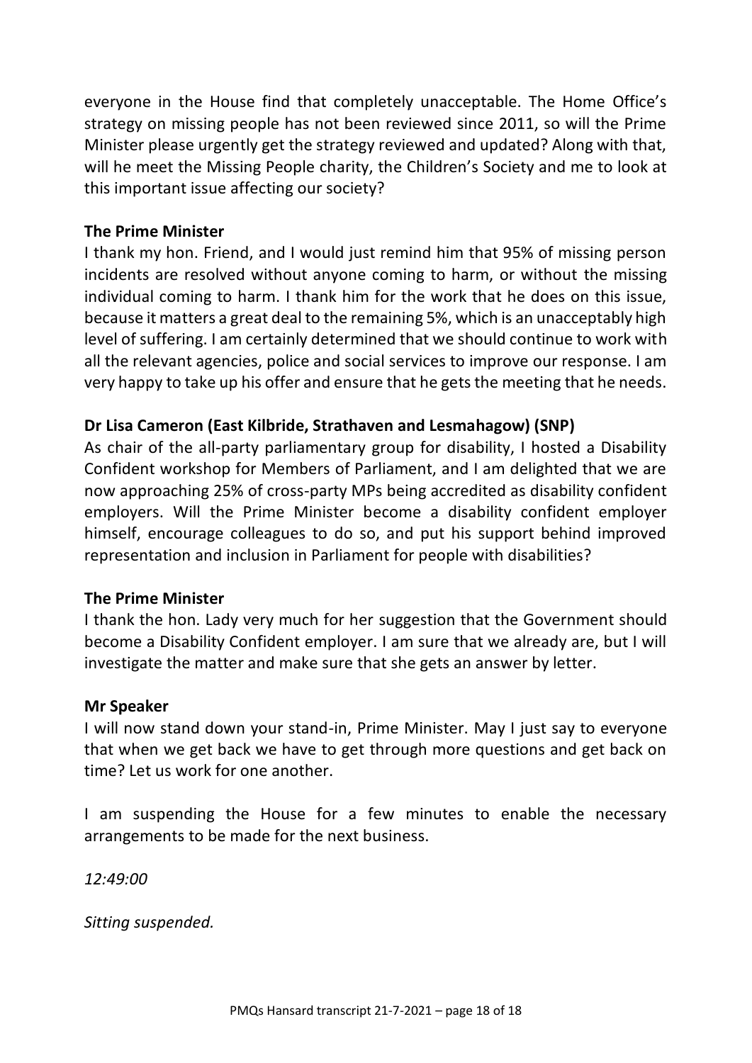everyone in the House find that completely unacceptable. The Home Office's strategy on missing people has not been reviewed since 2011, so will the Prime Minister please urgently get the strategy reviewed and updated? Along with that, will he meet the Missing People charity, the Children's Society and me to look at this important issue affecting our society?

**The Prime Minister**

I thank my hon. Friend, and I would just remind him that 95% of missing person incidents are resolved without anyone coming to harm, or without the missing individual coming to harm. I thank him for the work that he does on this issue, because it matters a great deal to the remaining 5%, which is an unacceptably high level of suffering. I am certainly determined that we should continue to work with all the relevant agencies, police and social services to improve our response. I am very happy to take up his offer and ensure that he gets the meeting that he needs.

**Dr Lisa Cameron (East Kilbride, Strathaven and Lesmahagow) (SNP)**

As chair of the all-party parliamentary group for disability, I hosted a Disability Confident workshop for Members of Parliament, and I am delighted that we are now approaching 25% of cross-party MPs being accredited as disability confident employers. Will the Prime Minister become a disability confident employer himself, encourage colleagues to do so, and put his support behind improved representation and inclusion in Parliament for people with disabilities?

**The Prime Minister**

I thank the hon. Lady very much for her suggestion that the Government should become a Disability Confident employer. I am sure that we already are, but I will investigate the matter and make sure that she gets an answer by letter.

**Mr Speaker**

I will now stand down your stand-in, Prime Minister. May I just say to everyone that when we get back we have to get through more questions and get back on time? Let us work for one another.

I am suspending the House for a few minutes to enable the necessary arrangements to be made for the next business.

*12:49:00*

*Sitting suspended.*